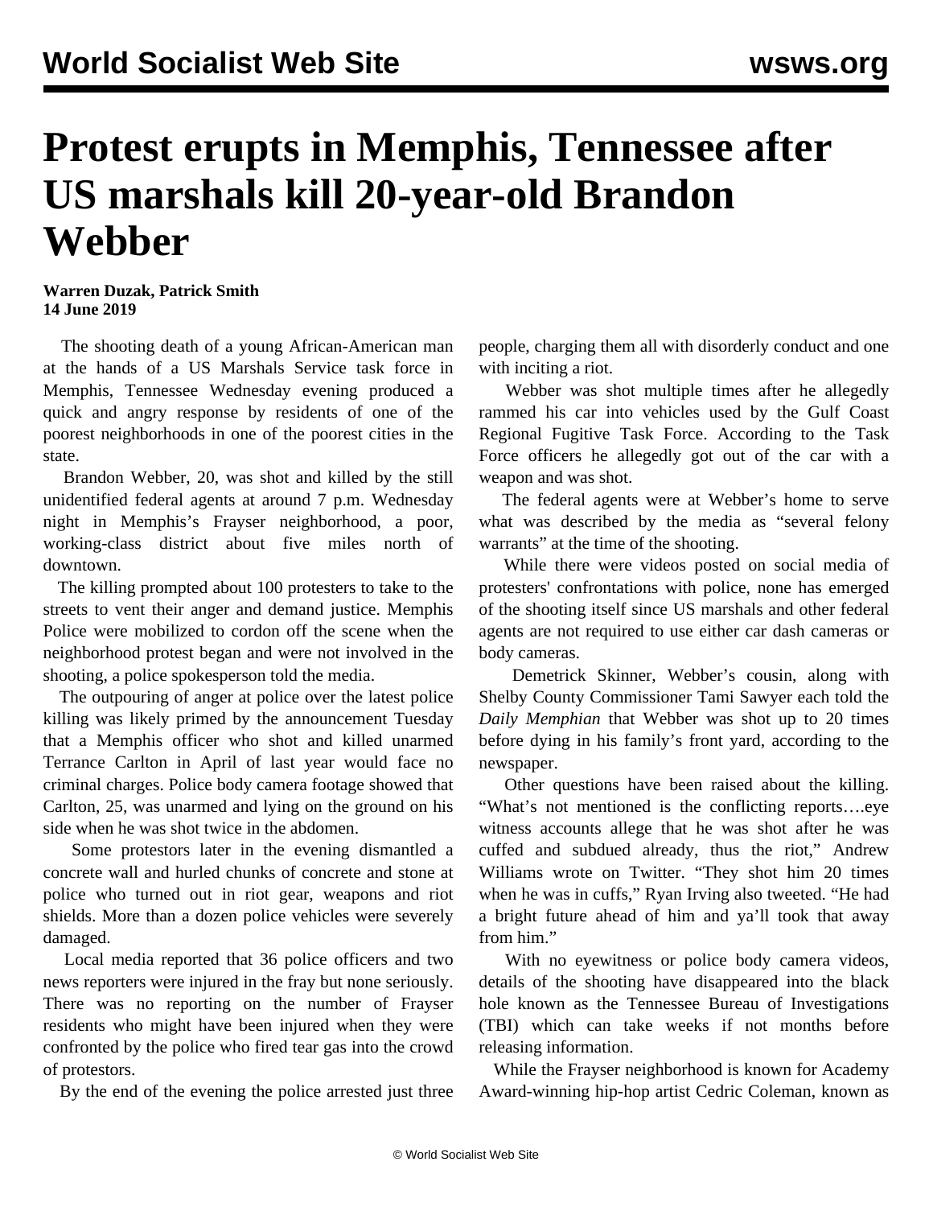# Protest erupts in Memphis, Tennessee after US marshals kill 20-year-old Brandon Webber

**Warren Duzak, Patrick Smith**
**14 June 2019**

The shooting death of a young African-American man at the hands of a US Marshals Service task force in Memphis, Tennessee Wednesday evening produced a quick and angry response by residents of one of the poorest neighborhoods in one of the poorest cities in the state.

Brandon Webber, 20, was shot and killed by the still unidentified federal agents at around 7 p.m. Wednesday night in Memphis's Frayser neighborhood, a poor, working-class district about five miles north of downtown.

The killing prompted about 100 protesters to take to the streets to vent their anger and demand justice. Memphis Police were mobilized to cordon off the scene when the neighborhood protest began and were not involved in the shooting, a police spokesperson told the media.

The outpouring of anger at police over the latest police killing was likely primed by the announcement Tuesday that a Memphis officer who shot and killed unarmed Terrance Carlton in April of last year would face no criminal charges. Police body camera footage showed that Carlton, 25, was unarmed and lying on the ground on his side when he was shot twice in the abdomen.

Some protestors later in the evening dismantled a concrete wall and hurled chunks of concrete and stone at police who turned out in riot gear, weapons and riot shields. More than a dozen police vehicles were severely damaged.

Local media reported that 36 police officers and two news reporters were injured in the fray but none seriously. There was no reporting on the number of Frayser residents who might have been injured when they were confronted by the police who fired tear gas into the crowd of protestors.

By the end of the evening the police arrested just three people, charging them all with disorderly conduct and one with inciting a riot.

Webber was shot multiple times after he allegedly rammed his car into vehicles used by the Gulf Coast Regional Fugitive Task Force. According to the Task Force officers he allegedly got out of the car with a weapon and was shot.

The federal agents were at Webber's home to serve what was described by the media as "several felony warrants" at the time of the shooting.

While there were videos posted on social media of protesters' confrontations with police, none has emerged of the shooting itself since US marshals and other federal agents are not required to use either car dash cameras or body cameras.

Demetrick Skinner, Webber's cousin, along with Shelby County Commissioner Tami Sawyer each told the *Daily Memphian* that Webber was shot up to 20 times before dying in his family's front yard, according to the newspaper.

Other questions have been raised about the killing. "What's not mentioned is the conflicting reports….eye witness accounts allege that he was shot after he was cuffed and subdued already, thus the riot," Andrew Williams wrote on Twitter. "They shot him 20 times when he was in cuffs," Ryan Irving also tweeted. "He had a bright future ahead of him and ya'll took that away from him."

With no eyewitness or police body camera videos, details of the shooting have disappeared into the black hole known as the Tennessee Bureau of Investigations (TBI) which can take weeks if not months before releasing information.

While the Frayser neighborhood is known for Academy Award-winning hip-hop artist Cedric Coleman, known as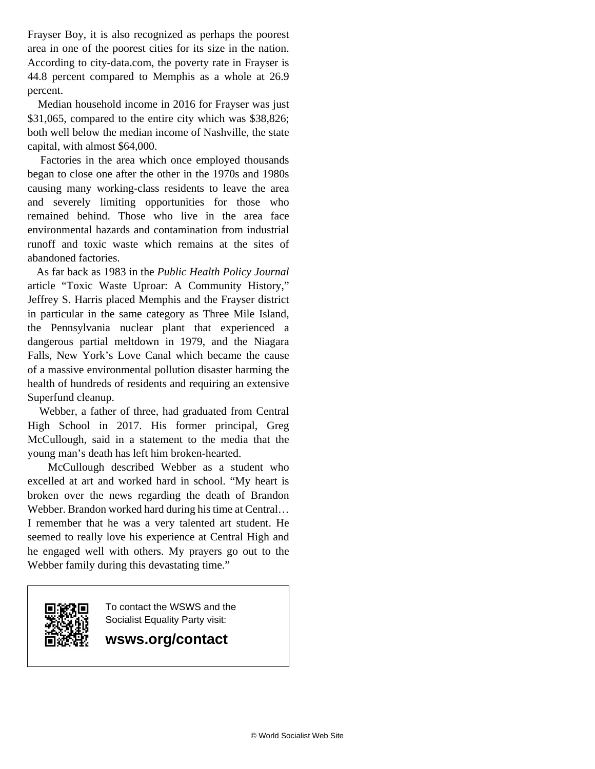Frayser Boy, it is also recognized as perhaps the poorest area in one of the poorest cities for its size in the nation. According to city-data.com, the poverty rate in Frayser is 44.8 percent compared to Memphis as a whole at 26.9 percent.

Median household income in 2016 for Frayser was just $31,065, compared to the entire city which was $38,826; both well below the median income of Nashville, the state capital, with almost $64,000.

Factories in the area which once employed thousands began to close one after the other in the 1970s and 1980s causing many working-class residents to leave the area and severely limiting opportunities for those who remained behind. Those who live in the area face environmental hazards and contamination from industrial runoff and toxic waste which remains at the sites of abandoned factories.

As far back as 1983 in the *Public Health Policy Journal* article "Toxic Waste Uproar: A Community History," Jeffrey S. Harris placed Memphis and the Frayser district in particular in the same category as Three Mile Island, the Pennsylvania nuclear plant that experienced a dangerous partial meltdown in 1979, and the Niagara Falls, New York's Love Canal which became the cause of a massive environmental pollution disaster harming the health of hundreds of residents and requiring an extensive Superfund cleanup.

Webber, a father of three, had graduated from Central High School in 2017. His former principal, Greg McCullough, said in a statement to the media that the young man's death has left him broken-hearted.

McCullough described Webber as a student who excelled at art and worked hard in school. "My heart is broken over the news regarding the death of Brandon Webber. Brandon worked hard during his time at Central… I remember that he was a very talented art student. He seemed to really love his experience at Central High and he engaged well with others. My prayers go out to the Webber family during this devastating time."

To contact the WSWS and the Socialist Equality Party visit:

**wsws.org/contact**